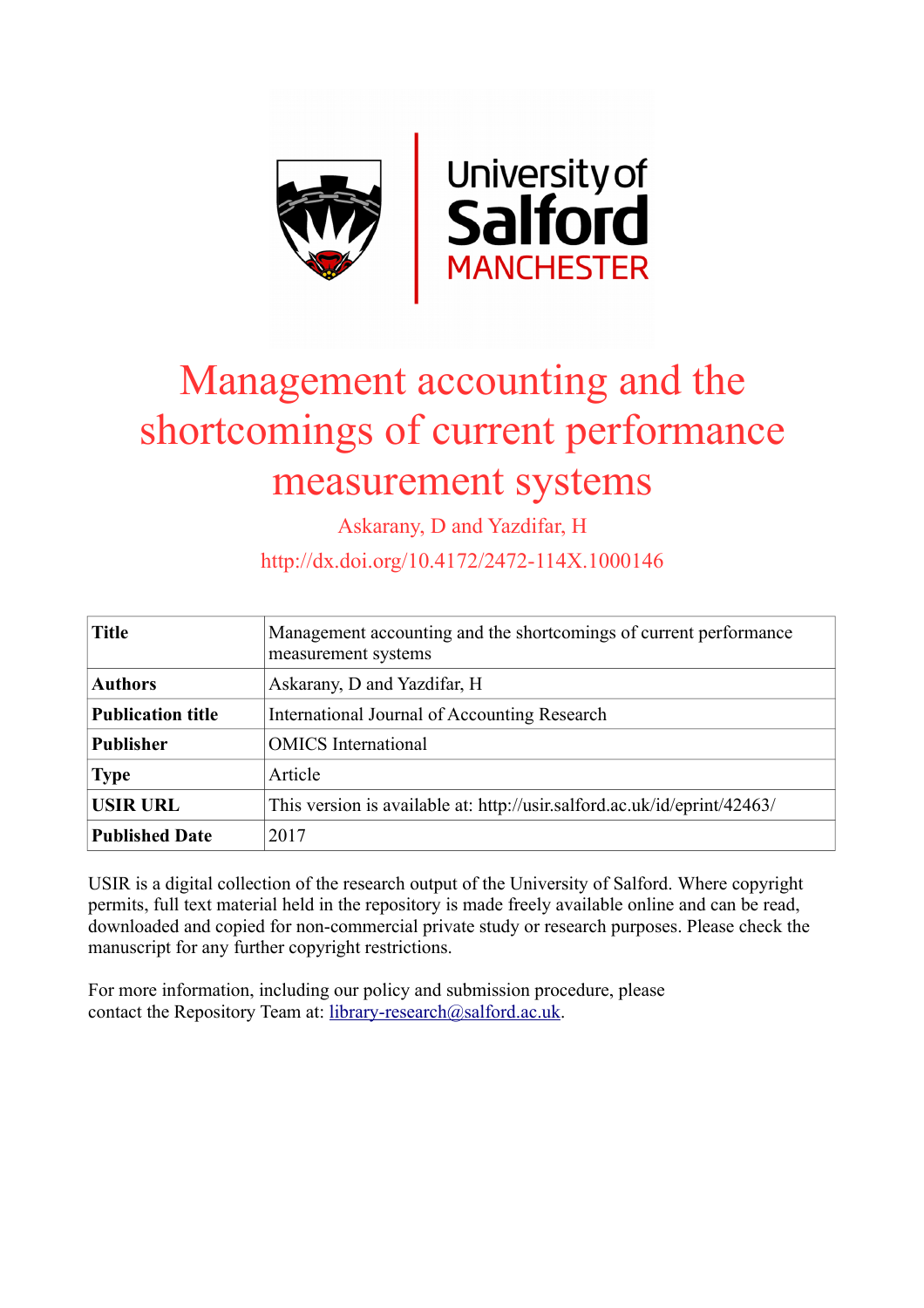# Management accounting and the shortcomings of current performance measurement systems

Askarany, D and Yazdifar, H

http://dx.doi.org/10.4172/2472-114X.1000146

| **Title** | Management accounting and the shortcomings of current performance measurement systems |
|---|---|
| **Authors** | Askarany, D and Yazdifar, H |
| **Publication title** | International Journal of Accounting Research |
| **Publisher** | OMICS International |
| **Type** | Article |
| **USIR URL** | This version is available at: http://usir.salford.ac.uk/id/eprint/42463/ |
| **Published Date** | 2017 |

USIR is a digital collection of the research output of the University of Salford. Where copyright permits, full text material held in the repository is made freely available online and can be read, downloaded and copied for non-commercial private study or research purposes. Please check the manuscript for any further copyright restrictions.

For more information, including our policy and submission procedure, please contact the Repository Team at: library-research@salford.ac.uk.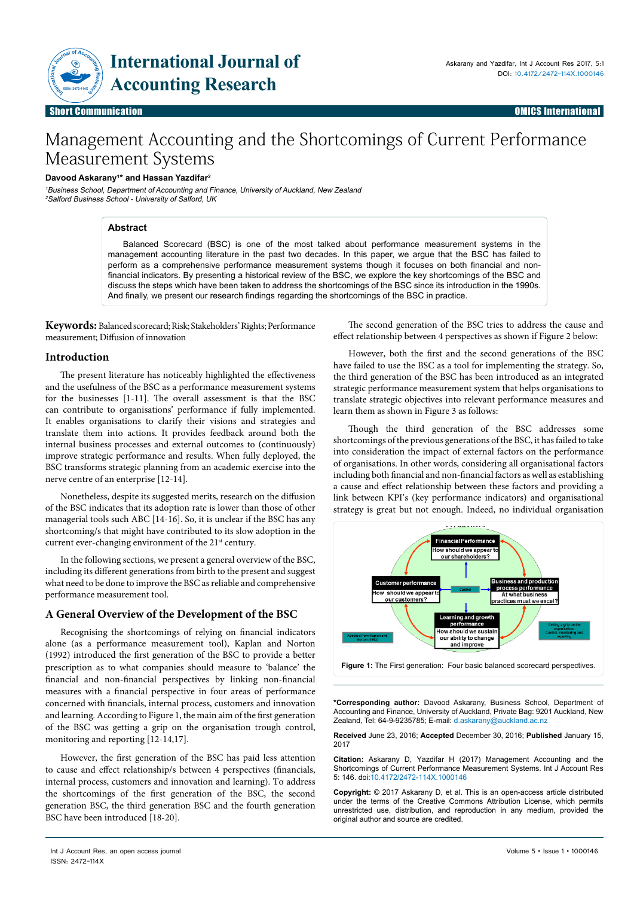# Management Accounting and the Shortcomings of Current Performance Measurement Systems

**Davood Askarany[1]* and Hassan Yazdifar[2]**

[1]*Business School, Department of Accounting and Finance, University of Auckland, New Zealand*
[2]*Salford Business School - University of Salford, UK*

## Abstract

Balanced Scorecard (BSC) is one of the most talked about performance measurement systems in the management accounting literature in the past two decades. In this paper, we argue that the BSC has failed to perform as a comprehensive performance measurement systems though it focuses on both financial and non-financial indicators. By presenting a historical review of the BSC, we explore the key shortcomings of the BSC and discuss the steps which have been taken to address the shortcomings of the BSC since its introduction in the 1990s. And finally, we present our research findings regarding the shortcomings of the BSC in practice.

**Keywords:** Balanced scorecard; Risk; Stakeholders' Rights; Performance measurement; Diffusion of innovation

## Introduction

The present literature has noticeably highlighted the effectiveness and the usefulness of the BSC as a performance measurement systems for the businesses [1-11]. The overall assessment is that the BSC can contribute to organisations' performance if fully implemented. It enables organisations to clarify their visions and strategies and translate them into actions. It provides feedback around both the internal business processes and external outcomes to (continuously) improve strategic performance and results. When fully deployed, the BSC transforms strategic planning from an academic exercise into the nerve centre of an enterprise [12-14].

Nonetheless, despite its suggested merits, research on the diffusion of the BSC indicates that its adoption rate is lower than those of other managerial tools such ABC [14-16]. So, it is unclear if the BSC has any shortcoming/s that might have contributed to its slow adoption in the current ever-changing environment of the 21st century.

In the following sections, we present a general overview of the BSC, including its different generations from birth to the present and suggest what need to be done to improve the BSC as reliable and comprehensive performance measurement tool.

## A General Overview of the Development of the BSC

Recognising the shortcomings of relying on financial indicators alone (as a performance measurement tool), Kaplan and Norton (1992) introduced the first generation of the BSC to provide a better prescription as to what companies should measure to 'balance' the financial and non-financial perspectives by linking non-financial measures with a financial perspective in four areas of performance concerned with financials, internal process, customers and innovation and learning. According to Figure 1, the main aim of the first generation of the BSC was getting a grip on the organisation trough control, monitoring and reporting [12-14,17].

However, the first generation of the BSC has paid less attention to cause and effect relationship/s between 4 perspectives (financials, internal process, customers and innovation and learning). To address the shortcomings of the first generation of the BSC, the second generation BSC, the third generation BSC and the fourth generation BSC have been introduced [18-20].

The second generation of the BSC tries to address the cause and effect relationship between 4 perspectives as shown if Figure 2 below:

However, both the first and the second generations of the BSC have failed to use the BSC as a tool for implementing the strategy. So, the third generation of the BSC has been introduced as an integrated strategic performance measurement system that helps organisations to translate strategic objectives into relevant performance measures and learn them as shown in Figure 3 as follows:

Though the third generation of the BSC addresses some shortcomings of the previous generations of the BSC, it has failed to take into consideration the impact of external factors on the performance of organisations. In other words, considering all organisational factors including both financial and non-financial factors as well as establishing a cause and effect relationship between these factors and providing a link between KPI's (key performance indicators) and organisational strategy is great but not enough. Indeed, no individual organisation

Financial Performance
How should we appear to our shareholders?

Customer performance
How should we appear to our customers?

Control

Business and production process performance
At what business practices must we excel?

Learning and growth performance
How we should sustain our ability to change and improve

Adopted from Kaplan and Norton (1992)

Getting a grip on the organisation
Control, monitoring and reporting

**Figure 1:** The First generation: Four basic balanced scorecard perspectives.

---

***Corresponding author:** Davood Askarany, Business School, Department of Accounting and Finance, University of Auckland, Private Bag: 9201 Auckland, New Zealand, Tel: 64-9-9235785; E-mail: d.askarany@auckland.ac.nz

**Received** June 23, 2016; **Accepted** December 30, 2016; **Published** January 15, 2017

**Citation:** Askarany D, Yazdifar H (2017) Management Accounting and the Shortcomings of Current Performance Measurement Systems. Int J Account Res 5: 146. doi:10.4172/2472-114X.1000146

**Copyright:** © 2017 Askarany D, et al. This is an open-access article distributed under the terms of the Creative Commons Attribution License, which permits unrestricted use, distribution, and reproduction in any medium, provided the original author and source are credited.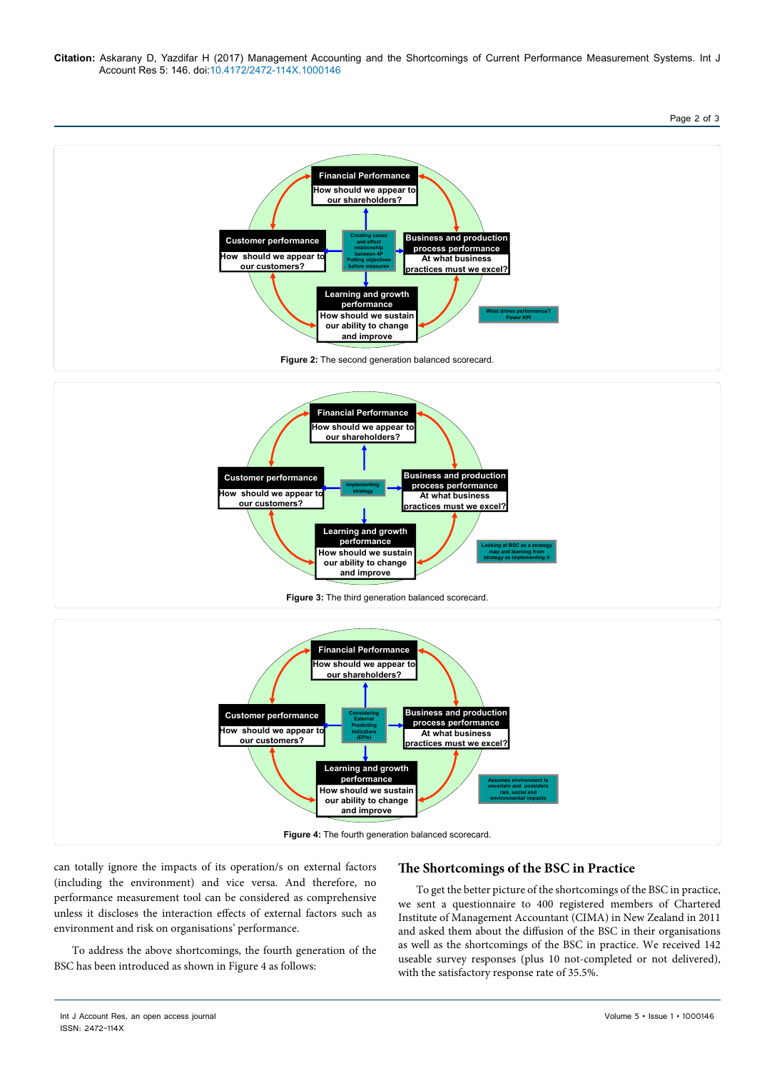**Citation:** Askarany D, Yazdifar H (2017) Management Accounting and the Shortcomings of Current Performance Measurement Systems. Int J Account Res 5: 146. doi:10.4172/2472-114X.1000146

Financial Performance
How should we appear to our shareholders?

Customer performance
How should we appear to our customers?

Creating cause and effect relationship between 4P Putting objectives before measures

Business and production process performance
At what business practices must we excel?

Learning and growth performance
How should we sustain our ability to change and improve

What drives performance? Fewer KPI

**Figure 2:** The second generation balanced scorecard.

Financial Performance
How should we appear to our shareholders?

Customer performance
How should we appear to our customers?

Implementing strategy

Business and production process performance
At what business practices must we excel?

Learning and growth performance
How should we sustain our ability to change and improve

Looking at BSC as a strategy map and learning from strategy as implementing it

**Figure 3:** The third generation balanced scorecard.

Financial Performance
How should we appear to our shareholders?

Customer performance
How should we appear to our customers?

Considering External Predicting Indicators (EPIs)

Business and production process performance
At what business practices must we excel?

Learning and growth performance
How should we sustain our ability to change and improve

Assumes environment is uncertain and considers risk, social and environmental impacts

**Figure 4:** The fourth generation balanced scorecard.

can totally ignore the impacts of its operation/s on external factors (including the environment) and vice versa. And therefore, no performance measurement tool can be considered as comprehensive unless it discloses the interaction effects of external factors such as environment and risk on organisations' performance.

To address the above shortcomings, the fourth generation of the BSC has been introduced as shown in Figure 4 as follows:

## The Shortcomings of the BSC in Practice

To get the better picture of the shortcomings of the BSC in practice, we sent a questionnaire to 400 registered members of Chartered Institute of Management Accountant (CIMA) in New Zealand in 2011 and asked them about the diffusion of the BSC in their organisations as well as the shortcomings of the BSC in practice. We received 142 useable survey responses (plus 10 not-completed or not delivered), with the satisfactory response rate of 35.5%.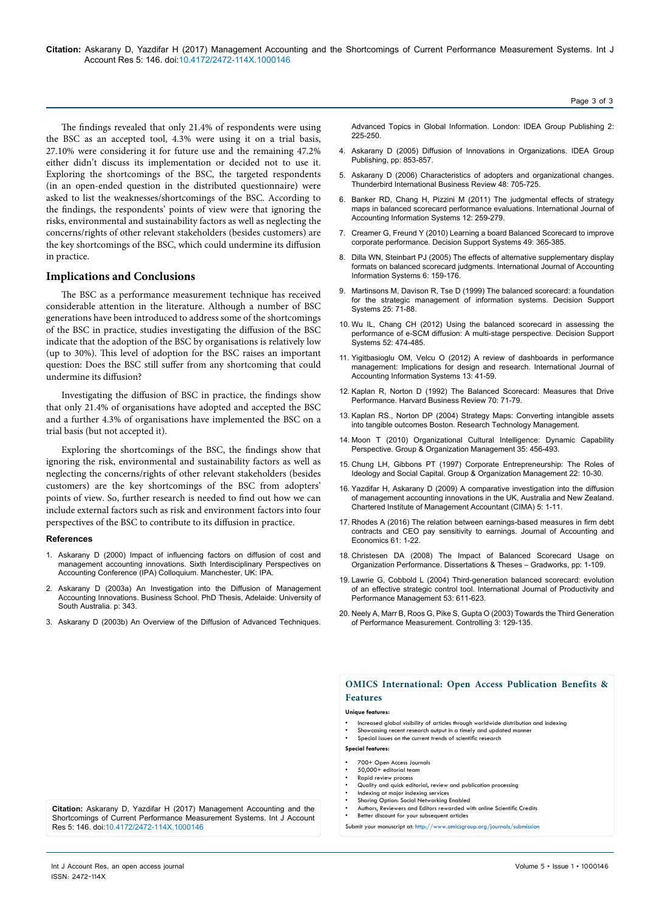The findings revealed that only 21.4% of respondents were using the BSC as an accepted tool, 4.3% were using it on a trial basis, 27.10% were considering it for future use and the remaining 47.2% either didn't discuss its implementation or decided not to use it. Exploring the shortcomings of the BSC, the targeted respondents (in an open-ended question in the distributed questionnaire) were asked to list the weaknesses/shortcomings of the BSC. According to the findings, the respondents' points of view were that ignoring the risks, environmental and sustainability factors as well as neglecting the concerns/rights of other relevant stakeholders (besides customers) are the key shortcomings of the BSC, which could undermine its diffusion in practice.

## Implications and Conclusions

The BSC as a performance measurement technique has received considerable attention in the literature. Although a number of BSC generations have been introduced to address some of the shortcomings of the BSC in practice, studies investigating the diffusion of the BSC indicate that the adoption of the BSC by organisations is relatively low (up to 30%). This level of adoption for the BSC raises an important question: Does the BSC still suffer from any shortcoming that could undermine its diffusion?

Investigating the diffusion of BSC in practice, the findings show that only 21.4% of organisations have adopted and accepted the BSC and a further 4.3% of organisations have implemented the BSC on a trial basis (but not accepted it).

Exploring the shortcomings of the BSC, the findings show that ignoring the risk, environmental and sustainability factors as well as neglecting the concerns/rights of other relevant stakeholders (besides customers) are the key shortcomings of the BSC from adopters' points of view. So, further research is needed to find out how we can include external factors such as risk and environment factors into four perspectives of the BSC to contribute to its diffusion in practice.

### References

1. Askarany D (2000) Impact of influencing factors on diffusion of cost and management accounting innovations. Sixth Interdisciplinary Perspectives on Accounting Conference (IPA) Colloquium. Manchester, UK: IPA.
2. Askarany D (2003a) An Investigation into the Diffusion of Management Accounting Innovations. Business School. PhD Thesis, Adelaide: University of South Australia. p: 343.
3. Askarany D (2003b) An Overview of the Diffusion of Advanced Techniques. Advanced Topics in Global Information. London: IDEA Group Publishing 2: 225-250.
4. Askarany D (2005) Diffusion of Innovations in Organizations. IDEA Group Publishing, pp: 853-857.
5. Askarany D (2006) Characteristics of adopters and organizational changes. Thunderbird International Business Review 48: 705-725.
6. Banker RD, Chang H, Pizzini M (2011) The judgmental effects of strategy maps in balanced scorecard performance evaluations. International Journal of Accounting Information Systems 12: 259-279.
7. Creamer G, Freund Y (2010) Learning a board Balanced Scorecard to improve corporate performance. Decision Support Systems 49: 365-385.
8. Dilla WN, Steinbart PJ (2005) The effects of alternative supplementary display formats on balanced scorecard judgments. International Journal of Accounting Information Systems 6: 159-176.
9. Martinsons M, Davison R, Tse D (1999) The balanced scorecard: a foundation for the strategic management of information systems. Decision Support Systems 25: 71-88.
10. Wu IL, Chang CH (2012) Using the balanced scorecard in assessing the performance of e-SCM diffusion: A multi-stage perspective. Decision Support Systems 52: 474-485.
11. Yigitbasioglu OM, Velcu O (2012) A review of dashboards in performance management: Implications for design and research. International Journal of Accounting Information Systems 13: 41-59.
12. Kaplan R, Norton D (1992) The Balanced Scorecard: Measures that Drive Performance. Harvard Business Review 70: 71-79.
13. Kaplan RS., Norton DP (2004) Strategy Maps: Converting intangible assets into tangible outcomes Boston. Research Technology Management.
14. Moon T (2010) Organizational Cultural Intelligence: Dynamic Capability Perspective. Group & Organization Management 35: 456-493.
15. Chung LH, Gibbons PT (1997) Corporate Entrepreneurship: The Roles of Ideology and Social Capital. Group & Organization Management 22: 10-30.
16. Yazdifar H, Askarany D (2009) A comparative investigation into the diffusion of management accounting innovations in the UK, Australia and New Zealand. Chartered Institute of Management Accountant (CIMA) 5: 1-11.
17. Rhodes A (2016) The relation between earnings-based measures in firm debt contracts and CEO pay sensitivity to earnings. Journal of Accounting and Economics 61: 1-22.
18. Christesen DA (2008) The Impact of Balanced Scorecard Usage on Organization Performance. Dissertations & Theses – Gradworks, pp: 1-109.
19. Lawrie G, Cobbold L (2004) Third-generation balanced scorecard: evolution of an effective strategic control tool. International Journal of Productivity and Performance Management 53: 611-623.
20. Neely A, Marr B, Roos G, Pike S, Gupta O (2003) Towards the Third Generation of Performance Measurement. Controlling 3: 129-135.

**Citation:** Askarany D, Yazdifar H (2017) Management Accounting and the Shortcomings of Current Performance Measurement Systems. Int J Account Res 5: 146. doi:10.4172/2472-114X.1000146

### OMICS International: Open Access Publication Benefits & Features

**Unique features:**

- Increased global visibility of articles through worldwide distribution and indexing
- Showcasing recent research output in a timely and updated manner
- Special issues on the current trends of scientific research

**Special features:**

- 700+ Open Access Journals
- 50,000+ editorial team
- Rapid review process
- Quality and quick editorial, review and publication processing
- Indexing at major indexing services
- Sharing Option: Social Networking Enabled
- Authors, Reviewers and Editors rewarded with online Scientific Credits
- Better discount for your subsequent articles

Submit your manuscript at: http://www.omicsgroup.org/journals/submission